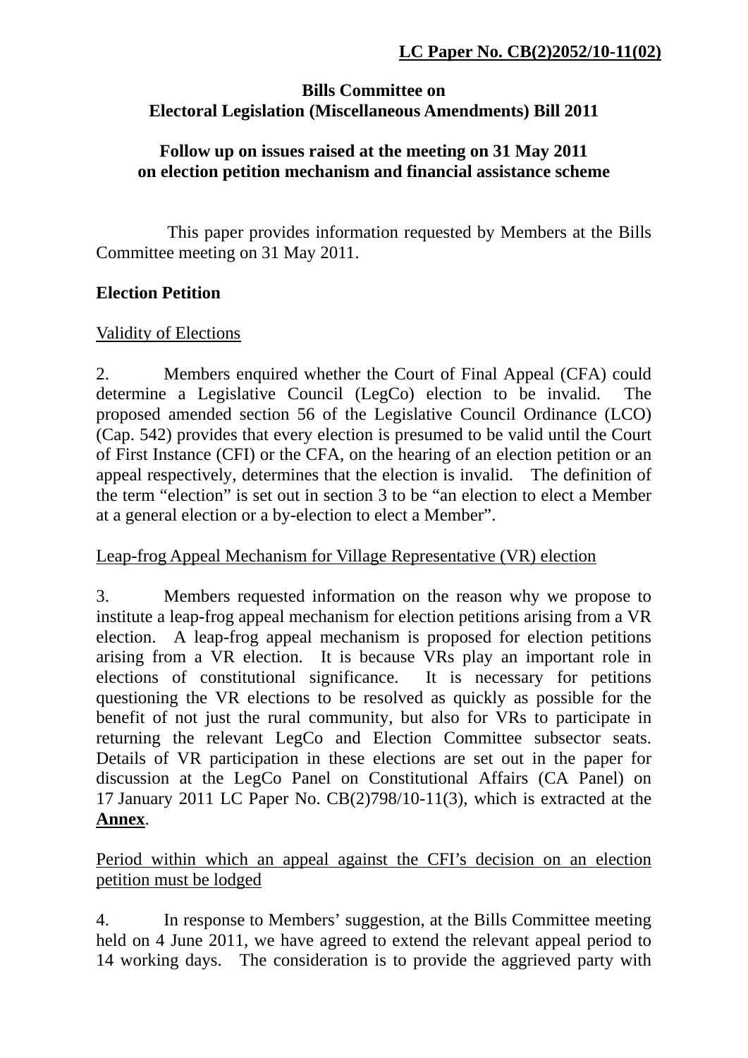**LC Paper No. CB(2)2052/10-11(02)**

**Bills Committee on**
**Electoral Legislation (Miscellaneous Amendments) Bill 2011**

**Follow up on issues raised at the meeting on 31 May 2011 on election petition mechanism and financial assistance scheme**

This paper provides information requested by Members at the Bills Committee meeting on 31 May 2011.

**Election Petition**

Validity of Elections

2. Members enquired whether the Court of Final Appeal (CFA) could determine a Legislative Council (LegCo) election to be invalid. The proposed amended section 56 of the Legislative Council Ordinance (LCO) (Cap. 542) provides that every election is presumed to be valid until the Court of First Instance (CFI) or the CFA, on the hearing of an election petition or an appeal respectively, determines that the election is invalid. The definition of the term "election" is set out in section 3 to be "an election to elect a Member at a general election or a by-election to elect a Member".

Leap-frog Appeal Mechanism for Village Representative (VR) election

3. Members requested information on the reason why we propose to institute a leap-frog appeal mechanism for election petitions arising from a VR election. A leap-frog appeal mechanism is proposed for election petitions arising from a VR election. It is because VRs play an important role in elections of constitutional significance. It is necessary for petitions questioning the VR elections to be resolved as quickly as possible for the benefit of not just the rural community, but also for VRs to participate in returning the relevant LegCo and Election Committee subsector seats. Details of VR participation in these elections are set out in the paper for discussion at the LegCo Panel on Constitutional Affairs (CA Panel) on 17 January 2011 LC Paper No. CB(2)798/10-11(3), which is extracted at the **Annex**.

Period within which an appeal against the CFI's decision on an election petition must be lodged

4. In response to Members' suggestion, at the Bills Committee meeting held on 4 June 2011, we have agreed to extend the relevant appeal period to 14 working days. The consideration is to provide the aggrieved party with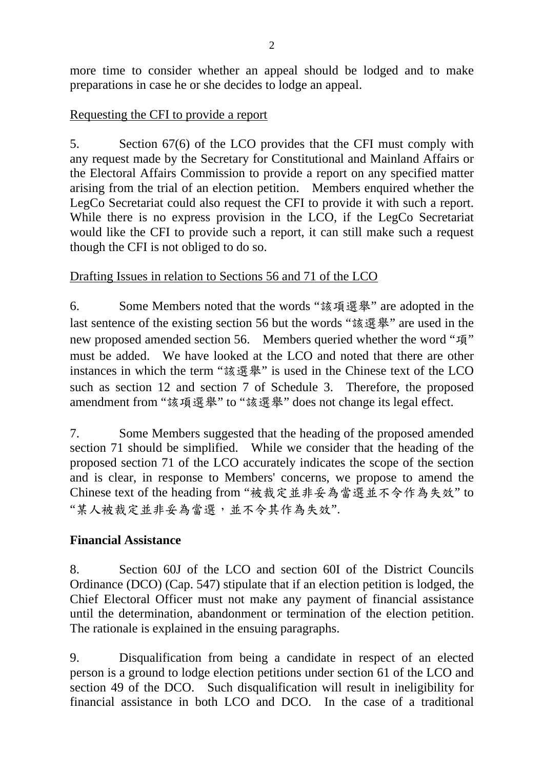more time to consider whether an appeal should be lodged and to make preparations in case he or she decides to lodge an appeal.

Requesting the CFI to provide a report

5. Section 67(6) of the LCO provides that the CFI must comply with any request made by the Secretary for Constitutional and Mainland Affairs or the Electoral Affairs Commission to provide a report on any specified matter arising from the trial of an election petition. Members enquired whether the LegCo Secretariat could also request the CFI to provide it with such a report. While there is no express provision in the LCO, if the LegCo Secretariat would like the CFI to provide such a report, it can still make such a request though the CFI is not obliged to do so.

Drafting Issues in relation to Sections 56 and 71 of the LCO

6. Some Members noted that the words "該項選舉" are adopted in the last sentence of the existing section 56 but the words "該選舉" are used in the new proposed amended section 56. Members queried whether the word "項" must be added. We have looked at the LCO and noted that there are other instances in which the term "該選舉" is used in the Chinese text of the LCO such as section 12 and section 7 of Schedule 3. Therefore, the proposed amendment from "該項選舉" to "該選舉" does not change its legal effect.

7. Some Members suggested that the heading of the proposed amended section 71 should be simplified. While we consider that the heading of the proposed section 71 of the LCO accurately indicates the scope of the section and is clear, in response to Members' concerns, we propose to amend the Chinese text of the heading from "被裁定並非妥為當選並不令作為失效" to "某人被裁定並非妥為當選，並不令其作為失效".

**Financial Assistance**

8. Section 60J of the LCO and section 60I of the District Councils Ordinance (DCO) (Cap. 547) stipulate that if an election petition is lodged, the Chief Electoral Officer must not make any payment of financial assistance until the determination, abandonment or termination of the election petition. The rationale is explained in the ensuing paragraphs.

9. Disqualification from being a candidate in respect of an elected person is a ground to lodge election petitions under section 61 of the LCO and section 49 of the DCO. Such disqualification will result in ineligibility for financial assistance in both LCO and DCO. In the case of a traditional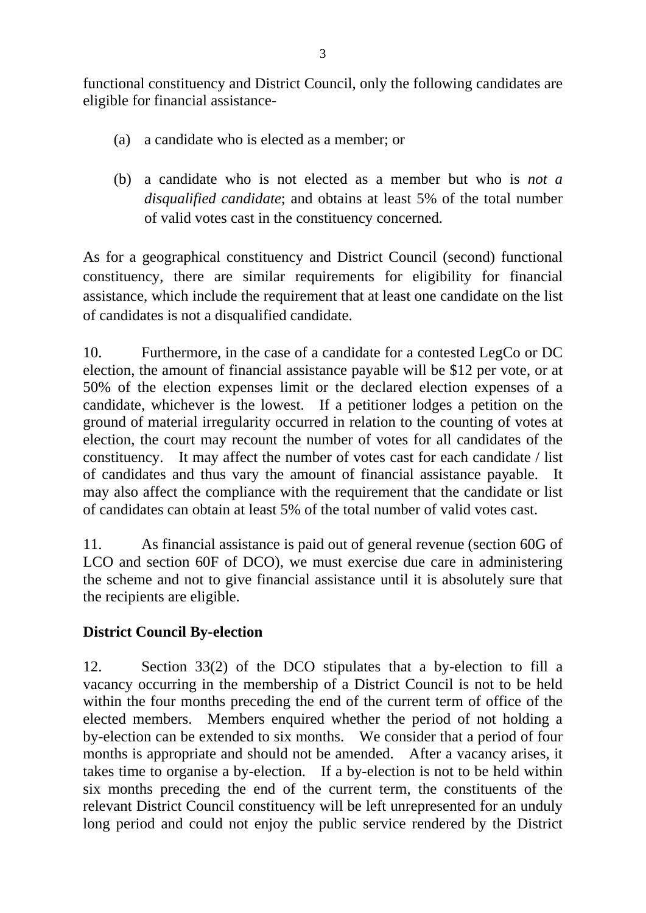functional constituency and District Council, only the following candidates are eligible for financial assistance-

(a) a candidate who is elected as a member; or

(b) a candidate who is not elected as a member but who is *not a disqualified candidate*; and obtains at least 5% of the total number of valid votes cast in the constituency concerned.

As for a geographical constituency and District Council (second) functional constituency, there are similar requirements for eligibility for financial assistance, which include the requirement that at least one candidate on the list of candidates is not a disqualified candidate.

10. Furthermore, in the case of a candidate for a contested LegCo or DC election, the amount of financial assistance payable will be $12 per vote, or at 50% of the election expenses limit or the declared election expenses of a candidate, whichever is the lowest. If a petitioner lodges a petition on the ground of material irregularity occurred in relation to the counting of votes at election, the court may recount the number of votes for all candidates of the constituency. It may affect the number of votes cast for each candidate / list of candidates and thus vary the amount of financial assistance payable. It may also affect the compliance with the requirement that the candidate or list of candidates can obtain at least 5% of the total number of valid votes cast.

11. As financial assistance is paid out of general revenue (section 60G of LCO and section 60F of DCO), we must exercise due care in administering the scheme and not to give financial assistance until it is absolutely sure that the recipients are eligible.

**District Council By-election**

12. Section 33(2) of the DCO stipulates that a by-election to fill a vacancy occurring in the membership of a District Council is not to be held within the four months preceding the end of the current term of office of the elected members. Members enquired whether the period of not holding a by-election can be extended to six months. We consider that a period of four months is appropriate and should not be amended. After a vacancy arises, it takes time to organise a by-election. If a by-election is not to be held within six months preceding the end of the current term, the constituents of the relevant District Council constituency will be left unrepresented for an unduly long period and could not enjoy the public service rendered by the District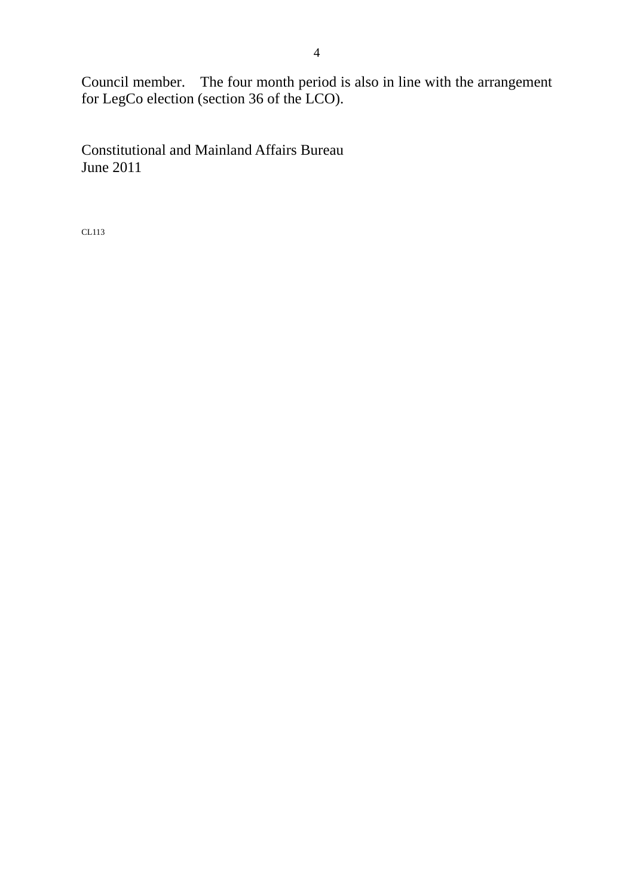Council member.　The four month period is also in line with the arrangement for LegCo election (section 36 of the LCO).

Constitutional and Mainland Affairs Bureau
June 2011

CL113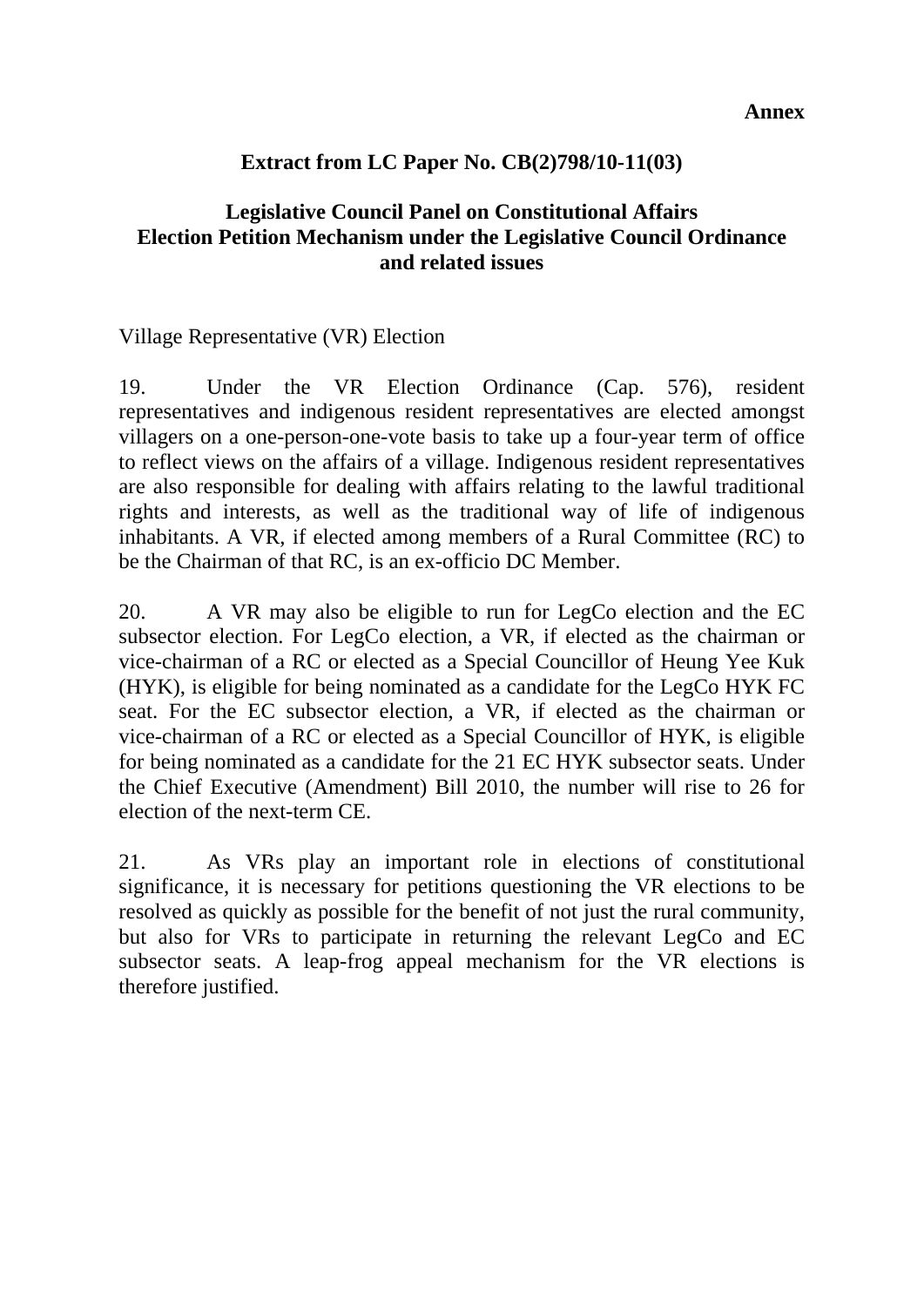**Annex**

## Extract from LC Paper No. CB(2)798/10-11(03)

## Legislative Council Panel on Constitutional Affairs
## Election Petition Mechanism under the Legislative Council Ordinance and related issues

Village Representative (VR) Election

19. Under the VR Election Ordinance (Cap. 576), resident representatives and indigenous resident representatives are elected amongst villagers on a one-person-one-vote basis to take up a four-year term of office to reflect views on the affairs of a village. Indigenous resident representatives are also responsible for dealing with affairs relating to the lawful traditional rights and interests, as well as the traditional way of life of indigenous inhabitants. A VR, if elected among members of a Rural Committee (RC) to be the Chairman of that RC, is an ex-officio DC Member.

20. A VR may also be eligible to run for LegCo election and the EC subsector election. For LegCo election, a VR, if elected as the chairman or vice-chairman of a RC or elected as a Special Councillor of Heung Yee Kuk (HYK), is eligible for being nominated as a candidate for the LegCo HYK FC seat. For the EC subsector election, a VR, if elected as the chairman or vice-chairman of a RC or elected as a Special Councillor of HYK, is eligible for being nominated as a candidate for the 21 EC HYK subsector seats. Under the Chief Executive (Amendment) Bill 2010, the number will rise to 26 for election of the next-term CE.

21. As VRs play an important role in elections of constitutional significance, it is necessary for petitions questioning the VR elections to be resolved as quickly as possible for the benefit of not just the rural community, but also for VRs to participate in returning the relevant LegCo and EC subsector seats. A leap-frog appeal mechanism for the VR elections is therefore justified.